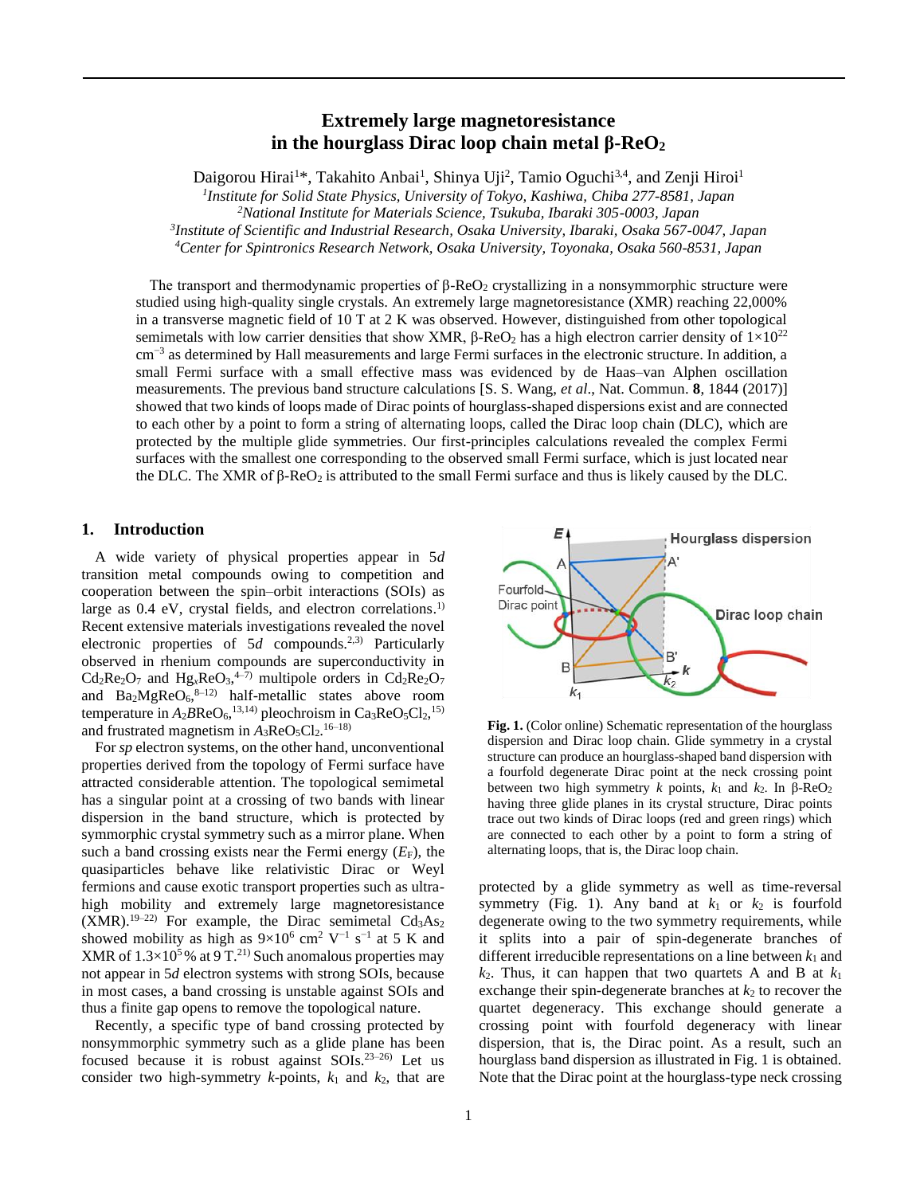# Extremely large magnetoresistance in the hourglass Dirac loop chain metal β-$ReO_2$

Daigorou Hirai[1]*, Takahito Anbai[1], Shinya Uji[2], Tamio Oguchi[3,4], and Zenji Hiroi[1]

[1]*Institute for Solid State Physics, University of Tokyo, Kashiwa, Chiba 277-8581, Japan*
[2]*National Institute for Materials Science, Tsukuba, Ibaraki 305-0003, Japan*
[3]*Institute of Scientific and Industrial Research, Osaka University, Ibaraki, Osaka 567-0047, Japan*
[4]*Center for Spintronics Research Network, Osaka University, Toyonaka, Osaka 560-8531, Japan*

The transport and thermodynamic properties of β-$ReO_2$ crystallizing in a nonsymmorphic structure were studied using high-quality single crystals. An extremely large magnetoresistance (XMR) reaching 22,000% in a transverse magnetic field of 10 T at 2 K was observed. However, distinguished from other topological semimetals with low carrier densities that show XMR, β-$ReO_2$ has a high electron carrier density of $1\times10^{22}$ $cm^{-3}$ as determined by Hall measurements and large Fermi surfaces in the electronic structure. In addition, a small Fermi surface with a small effective mass was evidenced by de Haas–van Alphen oscillation measurements. The previous band structure calculations [S. S. Wang, *et al*., Nat. Commun. **8**, 1844 (2017)] showed that two kinds of loops made of Dirac points of hourglass-shaped dispersions exist and are connected to each other by a point to form a string of alternating loops, called the Dirac loop chain (DLC), which are protected by the multiple glide symmetries. Our first-principles calculations revealed the complex Fermi surfaces with the smallest one corresponding to the observed small Fermi surface, which is just located near the DLC. The XMR of β-$ReO_2$ is attributed to the small Fermi surface and thus is likely caused by the DLC.

## 1. Introduction

A wide variety of physical properties appear in 5*d* transition metal compounds owing to competition and cooperation between the spin–orbit interactions (SOIs) as large as 0.4 eV, crystal fields, and electron correlations.[1)] Recent extensive materials investigations revealed the novel electronic properties of 5*d* compounds.[2,3)] Particularly observed in rhenium compounds are superconductivity in $Cd_2Re_2O_7$ and $Hg_xReO_3$,[4–7)] multipole orders in $Cd_2Re_2O_7$ and $Ba_2MgReO_6$,[8–12)] half-metallic states above room temperature in $A_2BReO_6$,[13,14)] pleochroism in $Ca_3ReO_5Cl_2$,[15)] and frustrated magnetism in $A_3ReO_5Cl_2$.[16–18)]

For *sp* electron systems, on the other hand, unconventional properties derived from the topology of Fermi surface have attracted considerable attention. The topological semimetal has a singular point at a crossing of two bands with linear dispersion in the band structure, which is protected by symmorphic crystal symmetry such as a mirror plane. When such a band crossing exists near the Fermi energy ($E_F$), the quasiparticles behave like relativistic Dirac or Weyl fermions and cause exotic transport properties such as ultra-high mobility and extremely large magnetoresistance (XMR).[19–22)] For example, the Dirac semimetal $Cd_3As_2$ showed mobility as high as $9\times10^6$ $cm^2$ $V^{-1}$ $s^{-1}$ at 5 K and XMR of $1.3\times10^5$% at 9 T.[21)] Such anomalous properties may not appear in 5*d* electron systems with strong SOIs, because in most cases, a band crossing is unstable against SOIs and thus a finite gap opens to remove the topological nature.

Recently, a specific type of band crossing protected by nonsymmorphic symmetry such as a glide plane has been focused because it is robust against SOIs.[23–26)] Let us consider two high-symmetry *k*-points, $k_1$ and $k_2$, that are protected by a glide symmetry as well as time-reversal symmetry (Fig. 1). Any band at $k_1$ or $k_2$ is fourfold degenerate owing to the two symmetry requirements, while it splits into a pair of spin-degenerate branches of different irreducible representations on a line between $k_1$ and $k_2$. Thus, it can happen that two quartets A and B at $k_1$ exchange their spin-degenerate branches at $k_2$ to recover the quartet degeneracy. This exchange should generate a crossing point with fourfold degeneracy with linear dispersion, that is, the Dirac point. As a result, such an hourglass band dispersion as illustrated in Fig. 1 is obtained. Note that the Dirac point at the hourglass-type neck crossing

E
Hourglass dispersion
A
A'
Fourfold Dirac point
Dirac loop chain
B
B'
k
$k_1$
$k_2$

**Fig. 1.** (Color online) Schematic representation of the hourglass dispersion and Dirac loop chain. Glide symmetry in a crystal structure can produce an hourglass-shaped band dispersion with a fourfold degenerate Dirac point at the neck crossing point between two high symmetry *k* points, $k_1$ and $k_2$. In β-$ReO_2$ having three glide planes in its crystal structure, Dirac points trace out two kinds of Dirac loops (red and green rings) which are connected to each other by a point to form a string of alternating loops, that is, the Dirac loop chain.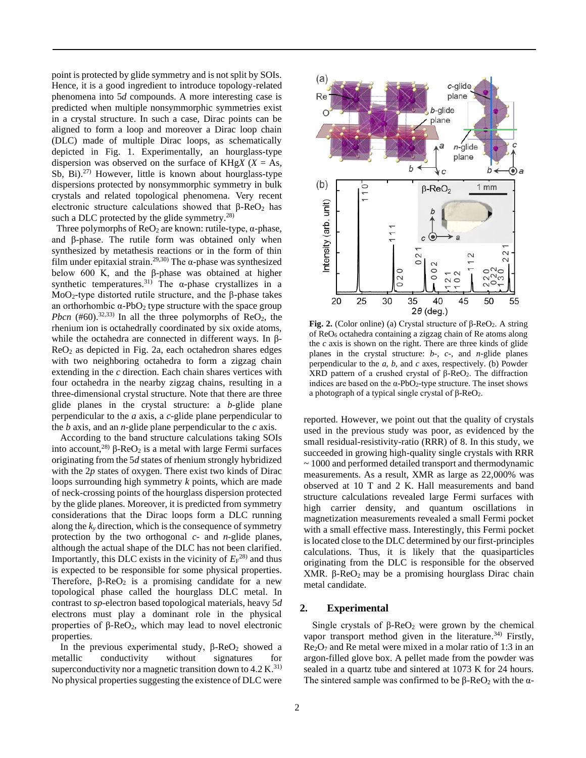point is protected by glide symmetry and is not split by SOIs. Hence, it is a good ingredient to introduce topology-related phenomena into 5*d* compounds. A more interesting case is predicted when multiple nonsymmorphic symmetries exist in a crystal structure. In such a case, Dirac points can be aligned to form a loop and moreover a Dirac loop chain (DLC) made of multiple Dirac loops, as schematically depicted in Fig. 1. Experimentally, an hourglass-type dispersion was observed on the surface of KHg*X* (*X* = As, Sb, Bi).[27] However, little is known about hourglass-type dispersions protected by nonsymmorphic symmetry in bulk crystals and related topological phenomena. Very recent electronic structure calculations showed that β-$ReO_2$ has such a DLC protected by the glide symmetry.[28]

Three polymorphs of $ReO_2$ are known: rutile-type, α-phase, and β-phase. The rutile form was obtained only when synthesized by metathesis reactions or in the form of thin film under epitaxial strain.[29,30] The α-phase was synthesized below 600 K, and the β-phase was obtained at higher synthetic temperatures.[31] The α-phase crystallizes in a $MoO_2$-type distorted rutile structure, and the β-phase takes an orthorhombic α-$PbO_2$ type structure with the space group *Pbcn* (#60).[32,33] In all the three polymorphs of $ReO_2$, the rhenium ion is octahedrally coordinated by six oxide atoms, while the octahedra are connected in different ways. In β-$ReO_2$ as depicted in Fig. 2a, each octahedron shares edges with two neighboring octahedra to form a zigzag chain extending in the *c* direction. Each chain shares vertices with four octahedra in the nearby zigzag chains, resulting in a three-dimensional crystal structure. Note that there are three glide planes in the crystal structure: a *b*-glide plane perpendicular to the *a* axis, a *c*-glide plane perpendicular to the *b* axis, and an *n*-glide plane perpendicular to the *c* axis.

According to the band structure calculations taking SOIs into account,[28] β-$ReO_2$ is a metal with large Fermi surfaces originating from the 5*d* states of rhenium strongly hybridized with the 2*p* states of oxygen. There exist two kinds of Dirac loops surrounding high symmetry *k* points, which are made of neck-crossing points of the hourglass dispersion protected by the glide planes. Moreover, it is predicted from symmetry considerations that the Dirac loops form a DLC running along the $k_y$ direction, which is the consequence of symmetry protection by the two orthogonal *c*- and *n*-glide planes, although the actual shape of the DLC has not been clarified. Importantly, this DLC exists in the vicinity of $E_F$[28] and thus is expected to be responsible for some physical properties. Therefore, β-$ReO_2$ is a promising candidate for a new topological phase called the hourglass DLC metal. In contrast to *sp*-electron based topological materials, heavy 5*d* electrons must play a dominant role in the physical properties of β-$ReO_2$, which may lead to novel electronic properties.

In the previous experimental study, β-$ReO_2$ showed a metallic conductivity without signatures for superconductivity nor a magnetic transition down to 4.2 K.[31] No physical properties suggesting the existence of DLC were reported. However, we point out that the quality of crystals used in the previous study was poor, as evidenced by the small residual-resistivity-ratio (RRR) of 8. In this study, we succeeded in growing high-quality single crystals with RRR ~ 1000 and performed detailed transport and thermodynamic measurements. As a result, XMR as large as 22,000% was observed at 10 T and 2 K. Hall measurements and band structure calculations revealed large Fermi surfaces with high carrier density, and quantum oscillations in magnetization measurements revealed a small Fermi pocket with a small effective mass. Interestingly, this Fermi pocket is located close to the DLC determined by our first-principles calculations. Thus, it is likely that the quasiparticles originating from the DLC is responsible for the observed XMR. β-$ReO_2$ may be a promising hourglass Dirac chain metal candidate.

**Fig. 2.** (Color online) (a) Crystal structure of β-$ReO_2$. A string of $ReO_6$ octahedra containing a zigzag chain of Re atoms along the *c* axis is shown on the right. There are three kinds of glide planes in the crystal structure: *b*-, *c*-, and *n*-glide planes perpendicular to the *a*, *b*, and *c* axes, respectively. (b) Powder XRD pattern of a crushed crystal of β-$ReO_2$. The diffraction indices are based on the α-$PbO_2$-type structure. The inset shows a photograph of a typical single crystal of β-$ReO_2$.

## 2. Experimental

Single crystals of β-$ReO_2$ were grown by the chemical vapor transport method given in the literature.[34] Firstly, $Re_2O_7$ and Re metal were mixed in a molar ratio of 1:3 in an argon-filled glove box. A pellet made from the powder was sealed in a quartz tube and sintered at 1073 K for 24 hours. The sintered sample was confirmed to be β-$ReO_2$ with the α-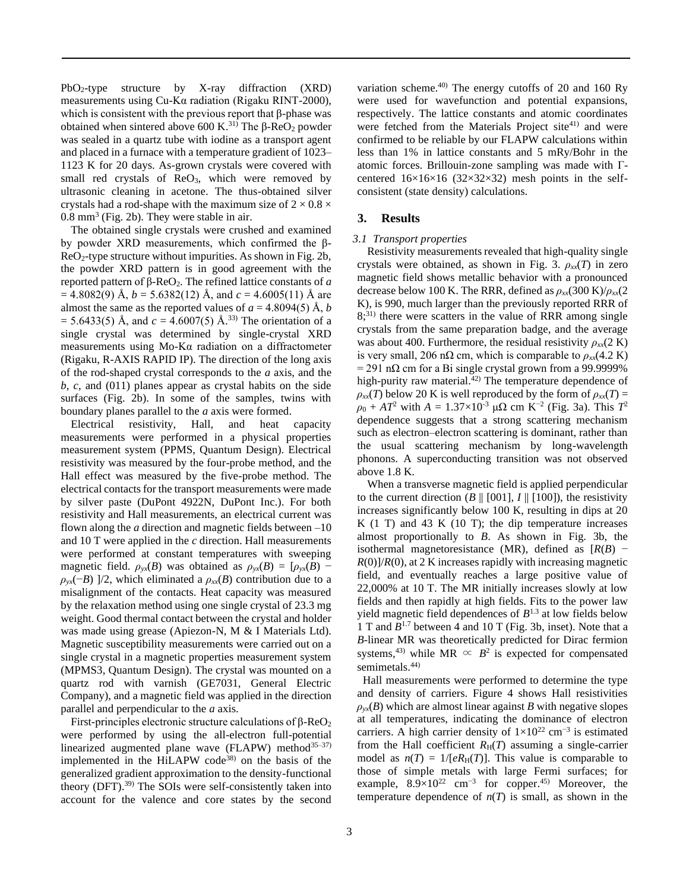$PbO_2$-type structure by X-ray diffraction (XRD) measurements using Cu-Kα radiation (Rigaku RINT-2000), which is consistent with the previous report that β-phase was obtained when sintered above 600 K.[31] The β-$ReO_2$ powder was sealed in a quartz tube with iodine as a transport agent and placed in a furnace with a temperature gradient of 1023–1123 K for 20 days. As-grown crystals were covered with small red crystals of $ReO_3$, which were removed by ultrasonic cleaning in acetone. The thus-obtained silver crystals had a rod-shape with the maximum size of $2 \times 0.8 \times 0.8$ mm$^3$ (Fig. 2b). They were stable in air.

The obtained single crystals were crushed and examined by powder XRD measurements, which confirmed the β-$ReO_2$-type structure without impurities. As shown in Fig. 2b, the powder XRD pattern is in good agreement with the reported pattern of β-$ReO_2$. The refined lattice constants of $a$ = 4.8082(9) Å, $b$ = 5.6382(12) Å, and $c$ = 4.6005(11) Å are almost the same as the reported values of $a$ = 4.8094(5) Å, $b$ = 5.6433(5) Å, and $c$ = 4.6007(5) Å.[33] The orientation of a single crystal was determined by single-crystal XRD measurements using Mo-Kα radiation on a diffractometer (Rigaku, R-AXIS RAPID IP). The direction of the long axis of the rod-shaped crystal corresponds to the $a$ axis, and the $b$, $c$, and (011) planes appear as crystal habits on the side surfaces (Fig. 2b). In some of the samples, twins with boundary planes parallel to the $a$ axis were formed.

Electrical resistivity, Hall, and heat capacity measurements were performed in a physical properties measurement system (PPMS, Quantum Design). Electrical resistivity was measured by the four-probe method, and the Hall effect was measured by the five-probe method. The electrical contacts for the transport measurements were made by silver paste (DuPont 4922N, DuPont Inc.). For both resistivity and Hall measurements, an electrical current was flown along the $a$ direction and magnetic fields between –10 and 10 T were applied in the $c$ direction. Hall measurements were performed at constant temperatures with sweeping magnetic field. $\rho_{yx}(B)$ was obtained as $\rho_{yx}(B) = [\rho_{yx}(B) - \rho_{yx}(-B)]/2$, which eliminated a $\rho_{xx}(B)$ contribution due to a misalignment of the contacts. Heat capacity was measured by the relaxation method using one single crystal of 23.3 mg weight. Good thermal contact between the crystal and holder was made using grease (Apiezon-N, M & I Materials Ltd). Magnetic susceptibility measurements were carried out on a single crystal in a magnetic properties measurement system (MPMS3, Quantum Design). The crystal was mounted on a quartz rod with varnish (GE7031, General Electric Company), and a magnetic field was applied in the direction parallel and perpendicular to the $a$ axis.

First-principles electronic structure calculations of β-$ReO_2$ were performed by using the all-electron full-potential linearized augmented plane wave (FLAPW) method[35–37] implemented in the HiLAPW code[38] on the basis of the generalized gradient approximation to the density-functional theory (DFT).[39] The SOIs were self-consistently taken into account for the valence and core states by the second variation scheme.[40] The energy cutoffs of 20 and 160 Ry were used for wavefunction and potential expansions, respectively. The lattice constants and atomic coordinates were fetched from the Materials Project site[41] and were confirmed to be reliable by our FLAPW calculations within less than 1% in lattice constants and 5 mRy/Bohr in the atomic forces. Brillouin-zone sampling was made with Γ-centered 16×16×16 (32×32×32) mesh points in the self-consistent (state density) calculations.

## 3. Results

### 3.1 Transport properties

Resistivity measurements revealed that high-quality single crystals were obtained, as shown in Fig. 3. $\rho_{xx}(T)$ in zero magnetic field shows metallic behavior with a pronounced decrease below 100 K. The RRR, defined as $\rho_{xx}(300\ \mathrm{K})/\rho_{xx}(2\ \mathrm{K})$, is 990, much larger than the previously reported RRR of 8;[31] there were scatters in the value of RRR among single crystals from the same preparation badge, and the average was about 400. Furthermore, the residual resistivity $\rho_{xx}(2\ \mathrm{K})$ is very small, 206 nΩ cm, which is comparable to $\rho_{xx}(4.2\ \mathrm{K})$ = 291 nΩ cm for a Bi single crystal grown from a 99.9999% high-purity raw material.[42] The temperature dependence of $\rho_{xx}(T)$ below 20 K is well reproduced by the form of $\rho_{xx}(T) = \rho_0 + AT^2$ with $A = 1.37\times10^{-3}$ μΩ cm K$^{-2}$ (Fig. 3a). This $T^2$ dependence suggests that a strong scattering mechanism such as electron–electron scattering is dominant, rather than the usual scattering mechanism by long-wavelength phonons. A superconducting transition was not observed above 1.8 K.

When a transverse magnetic field is applied perpendicular to the current direction ($B \parallel [001]$, $I \parallel [100]$), the resistivity increases significantly below 100 K, resulting in dips at 20 K (1 T) and 43 K (10 T); the dip temperature increases almost proportionally to $B$. As shown in Fig. 3b, the isothermal magnetoresistance (MR), defined as $[R(B) - R(0)]/R(0)$, at 2 K increases rapidly with increasing magnetic field, and eventually reaches a large positive value of 22,000% at 10 T. The MR initially increases slowly at low fields and then rapidly at high fields. Fits to the power law yield magnetic field dependences of $B^{1.3}$ at low fields below 1 T and $B^{1.7}$ between 4 and 10 T (Fig. 3b, inset). Note that a $B$-linear MR was theoretically predicted for Dirac fermion systems,[43] while MR $\propto B^2$ is expected for compensated semimetals.[44]

Hall measurements were performed to determine the type and density of carriers. Figure 4 shows Hall resistivities $\rho_{yx}(B)$ which are almost linear against $B$ with negative slopes at all temperatures, indicating the dominance of electron carriers. A high carrier density of $1\times10^{22}$ cm$^{-3}$ is estimated from the Hall coefficient $R_H(T)$ assuming a single-carrier model as $n(T) = 1/[eR_H(T)]$. This value is comparable to those of simple metals with large Fermi surfaces; for example, $8.9\times10^{22}$ cm$^{-3}$ for copper.[45] Moreover, the temperature dependence of $n(T)$ is small, as shown in the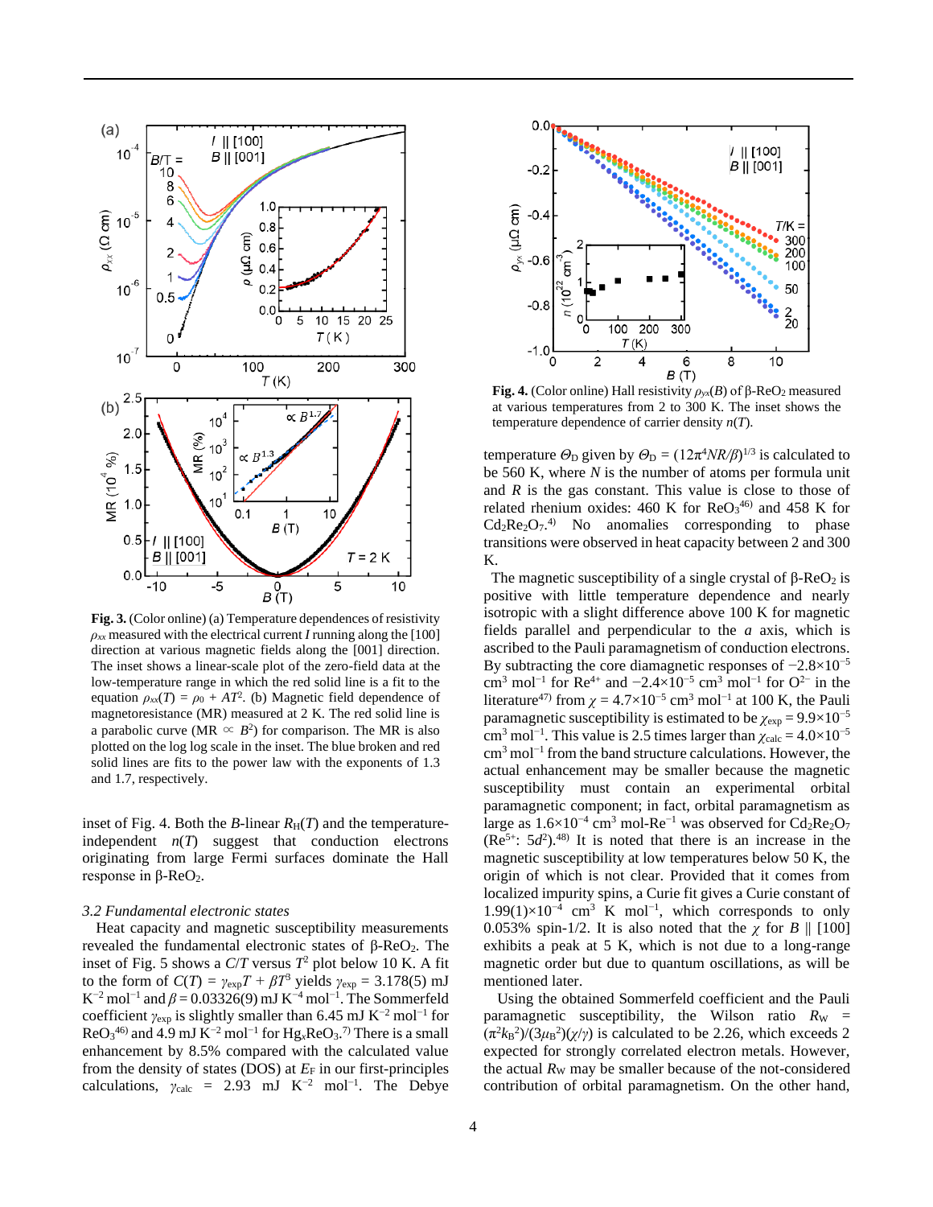(a)

$10^{-4}$

$10^{-5}$

$10^{-6}$

$10^{-7}$

$\rho_{xx}$ (Ω cm)

B/T =
10
8
6
4
2
1
0.5
0

I || [100]
B || [001]

0 100 200 300
T (K)

1.0
0.8
0.6
0.4
0.2
0.0
ρ (μΩ cm)
0 5 10 15 20 25
T (K)

(b)

2.5
2.0
1.5
1.0
0.5
0.0
MR ($10^4$ %)

I || [100]
B || [001]

T = 2 K

-10 -5 0 5 10
B (T)

$10^4$
$10^3$
$10^2$
$10^1$
MR (%)
∝ $B^{1.7}$
∝ $B^{1.3}$
0.1 1 10
B (T)

**Fig. 3.** (Color online) (a) Temperature dependences of resistivity $\rho_{xx}$ measured with the electrical current $I$ running along the [100] direction at various magnetic fields along the [001] direction. The inset shows a linear-scale plot of the zero-field data at the low-temperature range in which the red solid line is a fit to the equation $\rho_{xx}(T) = \rho_0 + AT^2$. (b) Magnetic field dependence of magnetoresistance (MR) measured at 2 K. The red solid line is a parabolic curve (MR $\propto B^2$) for comparison. The MR is also plotted on the log log scale in the inset. The blue broken and red solid lines are fits to the power law with the exponents of 1.3 and 1.7, respectively.

0.0
-0.2
-0.4
-0.6
-0.8
-1.0
$\rho_{yx}$ (μΩ cm)

I || [100]
B || [001]

T/K =
300
200
100
50
2
20

0 2 4 6 8 10
B (T)

2
1
0
n ($10^{22}$ cm$^{-3}$)
0 100 200 300
T (K)

**Fig. 4.** (Color online) Hall resistivity $\rho_{yx}(B)$ of β-$ReO_2$ measured at various temperatures from 2 to 300 K. The inset shows the temperature dependence of carrier density $n(T)$.

inset of Fig. 4. Both the $B$-linear $R_H(T)$ and the temperature-independent $n(T)$ suggest that conduction electrons originating from large Fermi surfaces dominate the Hall response in β-$ReO_2$.

### 3.2 Fundamental electronic states

Heat capacity and magnetic susceptibility measurements revealed the fundamental electronic states of β-$ReO_2$. The inset of Fig. 5 shows a $C/T$ versus $T^2$ plot below 10 K. A fit to the form of $C(T) = \gamma_{exp}T + \beta T^3$ yields $\gamma_{exp} = 3.178(5)$ mJ $K^{-2}$ $mol^{-1}$ and $\beta = 0.03326(9)$ mJ $K^{-4}$ $mol^{-1}$. The Sommerfeld coefficient $\gamma_{exp}$ is slightly smaller than 6.45 mJ $K^{-2}$ $mol^{-1}$ for $ReO_3$[46] and 4.9 mJ $K^{-2}$ $mol^{-1}$ for $Hg_xReO_3$.[7] There is a small enhancement by 8.5% compared with the calculated value from the density of states (DOS) at $E_F$ in our first-principles calculations, $\gamma_{calc}$ = 2.93 mJ $K^{-2}$ $mol^{-1}$. The Debye temperature $\Theta_D$ given by $\Theta_D = (12\pi^4NR/\beta)^{1/3}$ is calculated to be 560 K, where $N$ is the number of atoms per formula unit and $R$ is the gas constant. This value is close to those of related rhenium oxides: 460 K for $ReO_3$[46] and 458 K for $Cd_2Re_2O_7$.[4] No anomalies corresponding to phase transitions were observed in heat capacity between 2 and 300 K.

The magnetic susceptibility of a single crystal of β-$ReO_2$ is positive with little temperature dependence and nearly isotropic with a slight difference above 100 K for magnetic fields parallel and perpendicular to the $a$ axis, which is ascribed to the Pauli paramagnetism of conduction electrons. By subtracting the core diamagnetic responses of $-2.8\times10^{-5}$ $cm^3$ $mol^{-1}$ for $Re^{4+}$ and $-2.4\times10^{-5}$ $cm^3$ $mol^{-1}$ for $O^{2-}$ in the literature[47] from $\chi = 4.7\times10^{-5}$ $cm^3$ $mol^{-1}$ at 100 K, the Pauli paramagnetic susceptibility is estimated to be $\chi_{exp} = 9.9\times10^{-5}$ $cm^3$ $mol^{-1}$. This value is 2.5 times larger than $\chi_{calc} = 4.0\times10^{-5}$ $cm^3$ $mol^{-1}$ from the band structure calculations. However, the actual enhancement may be smaller because the magnetic susceptibility must contain an experimental orbital paramagnetic component; in fact, orbital paramagnetism as large as $1.6\times10^{-4}$ $cm^3$ mol-$Re^{-1}$ was observed for $Cd_2Re_2O_7$ ($Re^{5+}$: $5d^2$).[48] It is noted that there is an increase in the magnetic susceptibility at low temperatures below 50 K, the origin of which is not clear. Provided that it comes from localized impurity spins, a Curie fit gives a Curie constant of $1.99(1)\times10^{-4}$ $cm^3$ K $mol^{-1}$, which corresponds to only 0.053% spin-1/2. It is also noted that the $\chi$ for $B$ || [100] exhibits a peak at 5 K, which is not due to a long-range magnetic order but due to quantum oscillations, as will be mentioned later.

Using the obtained Sommerfeld coefficient and the Pauli paramagnetic susceptibility, the Wilson ratio $R_W$ = $(\pi^2k_B^2)/(3\mu_B^2)(\chi/\gamma)$ is calculated to be 2.26, which exceeds 2 expected for strongly correlated electron metals. However, the actual $R_W$ may be smaller because of the not-considered contribution of orbital paramagnetism. On the other hand,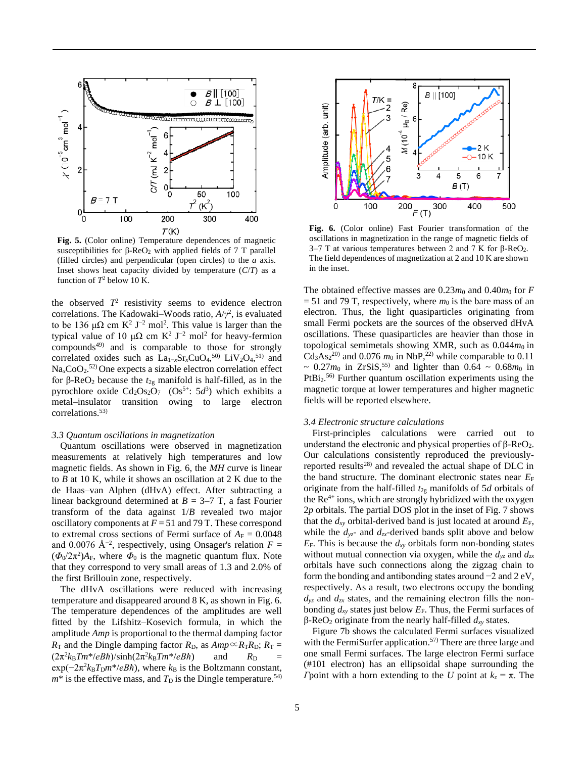Fig. 5 plot labels:

6, 4, 2, 0

$\chi$ ($10^{-5}$ cm$^3$ mol$^{-1}$)

0, 100, 200, 300, 400

$T$ (K)

● $B$ ∥ [100]
○ $B$ ⊥ [100]

$B$ = 7 T

Inset: $C/T$ (mJ K$^{-2}$ mol$^{-1}$); 0, 2, 4, 6; $T^2$ (K$^2$); 0, 50, 100

**Fig. 5.** (Color online) Temperature dependences of magnetic susceptibilities for β-$ReO_2$ with applied fields of 7 T parallel (filled circles) and perpendicular (open circles) to the *a* axis. Inset shows heat capacity divided by temperature ($C/T$) as a function of $T^2$ below 10 K.

the observed $T^2$ resistivity seems to evidence electron correlations. The Kadowaki–Woods ratio, $A/\gamma^2$, is evaluated to be 136 μΩ cm K$^2$ J$^{-2}$ mol$^2$. This value is larger than the typical value of 10 μΩ cm K$^2$ J$^{-2}$ mol$^2$ for heavy-fermion compounds[49] and is comparable to those for strongly correlated oxides such as $La_{1-x}Sr_xCuO_4$,[50] $LiV_2O_4$,[51] and $Na_xCoO_2$.[52] One expects a sizable electron correlation effect for β-$ReO_2$ because the $t_{2g}$ manifold is half-filled, as in the pyrochlore oxide $Cd_2Os_2O_7$ ($Os^{5+}$: $5d^3$) which exhibits a metal–insulator transition owing to large electron correlations.[53]

### 3.3 Quantum oscillations in magnetization

Quantum oscillations were observed in magnetization measurements at relatively high temperatures and low magnetic fields. As shown in Fig. 6, the *MH* curve is linear to *B* at 10 K, while it shows an oscillation at 2 K due to the de Haas–van Alphen (dHvA) effect. After subtracting a linear background determined at $B$ = 3–7 T, a fast Fourier transform of the data against $1/B$ revealed two major oscillatory components at $F$ = 51 and 79 T. These correspond to extremal cross sections of Fermi surface of $A_F$ = 0.0048 and 0.0076 Å$^{-2}$, respectively, using Onsager's relation $F = (\Phi_0/2\pi^2)A_F$, where $\Phi_0$ is the magnetic quantum flux. Note that they correspond to very small areas of 1.3 and 2.0% of the first Brillouin zone, respectively.

The dHvA oscillations were reduced with increasing temperature and disappeared around 8 K, as shown in Fig. 6. The temperature dependences of the amplitudes are well fitted by the Lifshitz–Kosevich formula, in which the amplitude *Amp* is proportional to the thermal damping factor $R_T$ and the Dingle damping factor $R_D$, as $Amp \propto R_T R_D$; $R_T = (2\pi^2 k_B T m^*/eB\hbar)/\sinh(2\pi^2 k_B T m^*/eB\hbar)$ and $R_D = \exp(-2\pi^2 k_B T_D m^*/eB\hbar)$, where $k_B$ is the Boltzmann constant, $m^*$ is the effective mass, and $T_D$ is the Dingle temperature.[54]

Fig. 6 plot labels:

Amplitude (arb. unit)

$T$/K = 2, 3, 4, 5, 6, 7

0, 100, 200, 300, 400, 500

$F$ (T)

Inset: $B$ ∥ [100]; $M$ ($10^{-4}$ $\mu_B$ / Re); 4, 6, 8; $B$ (T); 3, 4, 5, 6, 7; 2 K; 10 K

**Fig. 6.** (Color online) Fast Fourier transformation of the oscillations in magnetization in the range of magnetic fields of 3–7 T at various temperatures between 2 and 7 K for β-$ReO_2$. The field dependences of magnetization at 2 and 10 K are shown in the inset.

The obtained effective masses are $0.23m_0$ and $0.40m_0$ for $F$ = 51 and 79 T, respectively, where $m_0$ is the bare mass of an electron. Thus, the light quasiparticles originating from small Fermi pockets are the sources of the observed dHvA oscillations. These quasiparticles are heavier than those in topological semimetals showing XMR, such as $0.044m_0$ in $Cd_3As_2$[20] and 0.076 $m_0$ in NbP,[22] while comparable to 0.11 ~ $0.27m_0$ in ZrSiS,[55] and lighter than 0.64 ~ $0.68m_0$ in $PtBi_2$.[56] Further quantum oscillation experiments using the magnetic torque at lower temperatures and higher magnetic fields will be reported elsewhere.

### 3.4 Electronic structure calculations

First-principles calculations were carried out to understand the electronic and physical properties of β-$ReO_2$. Our calculations consistently reproduced the previously-reported results[28] and revealed the actual shape of DLC in the band structure. The dominant electronic states near $E_F$ originate from the half-filled $t_{2g}$ manifolds of 5*d* orbitals of the $Re^{4+}$ ions, which are strongly hybridized with the oxygen 2*p* orbitals. The partial DOS plot in the inset of Fig. 7 shows that the $d_{xy}$ orbital-derived band is just located at around $E_F$, while the $d_{yz}$- and $d_{zx}$-derived bands split above and below $E_F$. This is because the $d_{xy}$ orbitals form non-bonding states without mutual connection via oxygen, while the $d_{yz}$ and $d_{zx}$ orbitals have such connections along the zigzag chain to form the bonding and antibonding states around −2 and 2 eV, respectively. As a result, two electrons occupy the bonding $d_{yz}$ and $d_{zx}$ states, and the remaining electron fills the non-bonding $d_{xy}$ states just below $E_F$. Thus, the Fermi surfaces of β-$ReO_2$ originate from the nearly half-filled $d_{xy}$ states.

Figure 7b shows the calculated Fermi surfaces visualized with the FermiSurfer application.[57] There are three large and one small Fermi surfaces. The large electron Fermi surface (#101 electron) has an ellipsoidal shape surrounding the $\Gamma$ point with a horn extending to the *U* point at $k_z = \pi$. The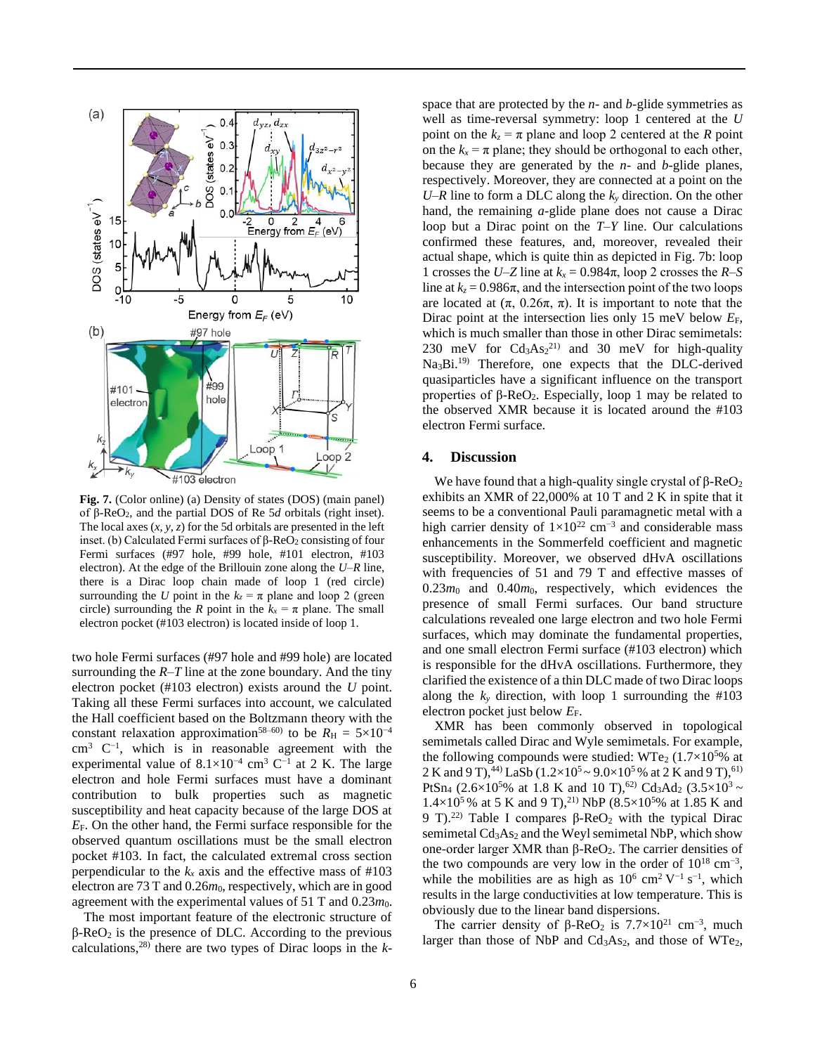(a)

$d_{yz}, d_{zx}$

$d_{xy}$

$d_{3z^2-r^2}$

$d_{x^2-y^2}$

DOS (states eV$^{-1}$)

0.4

0.3

0.2

0.1

0.0

-2 0 2 4 6

Energy from $E_F$ (eV)

DOS (states eV$^{-1}$)

15

10

5

0

-10 -5 0 5 10

Energy from $E_F$ (eV)

(b)

#97 hole

#101 electron

#99 hole

#103 electron

U Z R T

Γ

X Y

S

Loop 1

Loop 2

$k_z$ $k_x$ $k_y$

**Fig. 7.** (Color online) (a) Density of states (DOS) (main panel) of β-$ReO_2$, and the partial DOS of Re 5*d* orbitals (right inset). The local axes ($x$, $y$, $z$) for the 5d orbitals are presented in the left inset. (b) Calculated Fermi surfaces of β-$ReO_2$ consisting of four Fermi surfaces (#97 hole, #99 hole, #101 electron, #103 electron). At the edge of the Brillouin zone along the $U$–$R$ line, there is a Dirac loop chain made of loop 1 (red circle) surrounding the $U$ point in the $k_z = \pi$ plane and loop 2 (green circle) surrounding the $R$ point in the $k_x = \pi$ plane. The small electron pocket (#103 electron) is located inside of loop 1.

two hole Fermi surfaces (#97 hole and #99 hole) are located surrounding the $R$–$T$ line at the zone boundary. And the tiny electron pocket (#103 electron) exists around the $U$ point. Taking all these Fermi surfaces into account, we calculated the Hall coefficient based on the Boltzmann theory with the constant relaxation approximation[58–60] to be $R_H = 5\times10^{-4}$ cm$^3$ C$^{-1}$, which is in reasonable agreement with the experimental value of $8.1\times10^{-4}$ cm$^3$ C$^{-1}$ at 2 K. The large electron and hole Fermi surfaces must have a dominant contribution to bulk properties such as magnetic susceptibility and heat capacity because of the large DOS at $E_F$. On the other hand, the Fermi surface responsible for the observed quantum oscillations must be the small electron pocket #103. In fact, the calculated extremal cross section perpendicular to the $k_x$ axis and the effective mass of #103 electron are 73 T and $0.26m_0$, respectively, which are in good agreement with the experimental values of 51 T and $0.23m_0$.

The most important feature of the electronic structure of β-$ReO_2$ is the presence of DLC. According to the previous calculations,[28] there are two types of Dirac loops in the *k*-space that are protected by the *n*- and *b*-glide symmetries as well as time-reversal symmetry: loop 1 centered at the $U$ point on the $k_z = \pi$ plane and loop 2 centered at the $R$ point on the $k_x = \pi$ plane; they should be orthogonal to each other, because they are generated by the *n*- and *b*-glide planes, respectively. Moreover, they are connected at a point on the $U$–$R$ line to form a DLC along the $k_y$ direction. On the other hand, the remaining *a*-glide plane does not cause a Dirac loop but a Dirac point on the $T$–$Y$ line. Our calculations confirmed these features, and, moreover, revealed their actual shape, which is quite thin as depicted in Fig. 7b: loop 1 crosses the $U$–$Z$ line at $k_x = 0.984\pi$, loop 2 crosses the $R$–$S$ line at $k_z = 0.986\pi$, and the intersection point of the two loops are located at ($\pi$, $0.26\pi$, $\pi$). It is important to note that the Dirac point at the intersection lies only 15 meV below $E_F$, which is much smaller than those in other Dirac semimetals: 230 meV for $Cd_3As_2$[21] and 30 meV for high-quality $Na_3Bi$.[19] Therefore, one expects that the DLC-derived quasiparticles have a significant influence on the transport properties of β-$ReO_2$. Especially, loop 1 may be related to the observed XMR because it is located around the #103 electron Fermi surface.

## 4. Discussion

We have found that a high-quality single crystal of β-$ReO_2$ exhibits an XMR of 22,000% at 10 T and 2 K in spite that it seems to be a conventional Pauli paramagnetic metal with a high carrier density of $1\times10^{22}$ cm$^{-3}$ and considerable mass enhancements in the Sommerfeld coefficient and magnetic susceptibility. Moreover, we observed dHvA oscillations with frequencies of 51 and 79 T and effective masses of $0.23m_0$ and $0.40m_0$, respectively, which evidences the presence of small Fermi surfaces. Our band structure calculations revealed one large electron and two hole Fermi surfaces, which may dominate the fundamental properties, and one small electron Fermi surface (#103 electron) which is responsible for the dHvA oscillations. Furthermore, they clarified the existence of a thin DLC made of two Dirac loops along the $k_y$ direction, with loop 1 surrounding the #103 electron pocket just below $E_F$.

XMR has been commonly observed in topological semimetals called Dirac and Wyle semimetals. For example, the following compounds were studied: $WTe_2$ ($1.7\times10^5$% at 2 K and 9 T),[44] LaSb ($1.2\times10^5 \sim 9.0\times10^5$% at 2 K and 9 T),[61] $PtSn_4$ ($2.6\times10^5$% at 1.8 K and 10 T),[62] $Cd_3Ad_2$ ($3.5\times10^3 \sim 1.4\times10^5$% at 5 K and 9 T),[21] NbP ($8.5\times10^5$% at 1.85 K and 9 T).[22] Table I compares β-$ReO_2$ with the typical Dirac semimetal $Cd_3As_2$ and the Weyl semimetal NbP, which show one-order larger XMR than β-$ReO_2$. The carrier densities of the two compounds are very low in the order of $10^{18}$ cm$^{-3}$, while the mobilities are as high as $10^6$ cm$^2$ V$^{-1}$ s$^{-1}$, which results in the large conductivities at low temperature. This is obviously due to the linear band dispersions.

The carrier density of β-$ReO_2$ is $7.7\times10^{21}$ cm$^{-3}$, much larger than those of NbP and $Cd_3As_2$, and those of $WTe_2$,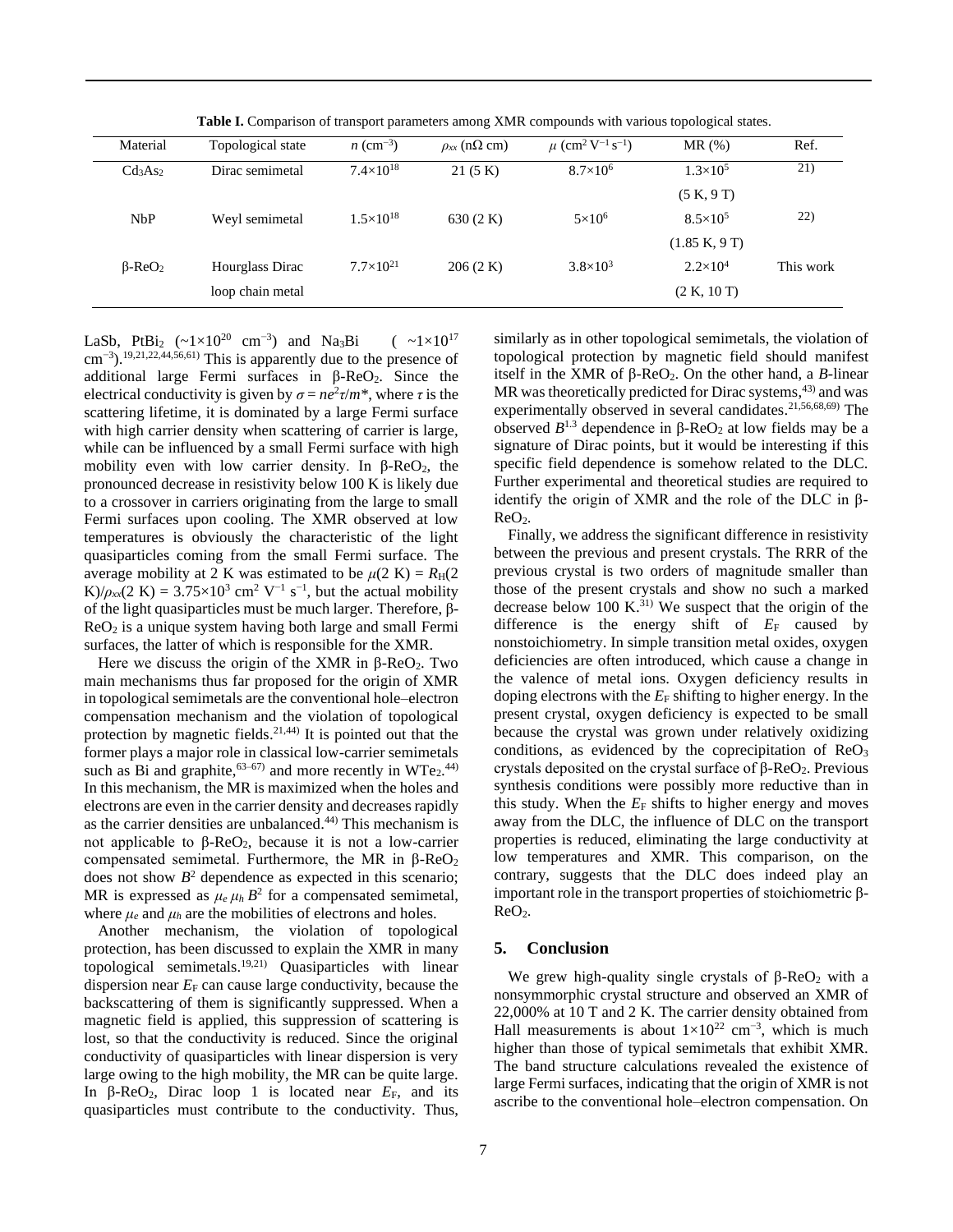**Table I.** Comparison of transport parameters among XMR compounds with various topological states.

| Material | Topological state | $n$ (cm$^{-3}$) | $\rho_{xx}$ (nΩ cm) | $\mu$ (cm$^2$ V$^{-1}$ s$^{-1}$) | MR (%) | Ref. |
|---|---|---|---|---|---|---|
| $Cd_3As_2$ | Dirac semimetal | $7.4\times10^{18}$ | 21 (5 K) | $8.7\times10^{6}$ | $1.3\times10^{5}$ (5 K, 9 T) | 21) |
| NbP | Weyl semimetal | $1.5\times10^{18}$ | 630 (2 K) | $5\times10^{6}$ | $8.5\times10^{5}$ (1.85 K, 9 T) | 22) |
| β-$ReO_2$ | Hourglass Dirac loop chain metal | $7.7\times10^{21}$ | 206 (2 K) | $3.8\times10^{3}$ | $2.2\times10^{4}$ (2 K, 10 T) | This work |

LaSb, $PtBi_2$ (~$1\times10^{20}$ cm$^{-3}$) and $Na_3Bi$ ( ~$1\times10^{17}$ cm$^{-3}$).[19,21,22,44,56,61] This is apparently due to the presence of additional large Fermi surfaces in β-$ReO_2$. Since the electrical conductivity is given by $\sigma = ne^2\tau/m^*$, where $\tau$ is the scattering lifetime, it is dominated by a large Fermi surface with high carrier density when scattering of carrier is large, while can be influenced by a small Fermi surface with high mobility even with low carrier density. In β-$ReO_2$, the pronounced decrease in resistivity below 100 K is likely due to a crossover in carriers originating from the large to small Fermi surfaces upon cooling. The XMR observed at low temperatures is obviously the characteristic of the light quasiparticles coming from the small Fermi surface. The average mobility at 2 K was estimated to be $\mu(2\text{ K}) = R_H(2\text{ K})/\rho_{xx}(2\text{ K}) = 3.75\times10^3$ cm$^2$ V$^{-1}$ s$^{-1}$, but the actual mobility of the light quasiparticles must be much larger. Therefore, β-$ReO_2$ is a unique system having both large and small Fermi surfaces, the latter of which is responsible for the XMR.

Here we discuss the origin of the XMR in β-$ReO_2$. Two main mechanisms thus far proposed for the origin of XMR in topological semimetals are the conventional hole–electron compensation mechanism and the violation of topological protection by magnetic fields.[21,44] It is pointed out that the former plays a major role in classical low-carrier semimetals such as Bi and graphite,[63–67] and more recently in $WTe_2$.[44] In this mechanism, the MR is maximized when the holes and electrons are even in the carrier density and decreases rapidly as the carrier densities are unbalanced.[44] This mechanism is not applicable to β-$ReO_2$, because it is not a low-carrier compensated semimetal. Furthermore, the MR in β-$ReO_2$ does not show $B^2$ dependence as expected in this scenario; MR is expressed as $\mu_e \mu_h B^2$ for a compensated semimetal, where $\mu_e$ and $\mu_h$ are the mobilities of electrons and holes.

Another mechanism, the violation of topological protection, has been discussed to explain the XMR in many topological semimetals.[19,21] Quasiparticles with linear dispersion near $E_F$ can cause large conductivity, because the backscattering of them is significantly suppressed. When a magnetic field is applied, this suppression of scattering is lost, so that the conductivity is reduced. Since the original conductivity of quasiparticles with linear dispersion is very large owing to the high mobility, the MR can be quite large. In β-$ReO_2$, Dirac loop 1 is located near $E_F$, and its quasiparticles must contribute to the conductivity. Thus, similarly as in other topological semimetals, the violation of topological protection by magnetic field should manifest itself in the XMR of β-$ReO_2$. On the other hand, a $B$-linear MR was theoretically predicted for Dirac systems,[43] and was experimentally observed in several candidates.[21,56,68,69] The observed $B^{1.3}$ dependence in β-$ReO_2$ at low fields may be a signature of Dirac points, but it would be interesting if this specific field dependence is somehow related to the DLC. Further experimental and theoretical studies are required to identify the origin of XMR and the role of the DLC in β-$ReO_2$.

Finally, we address the significant difference in resistivity between the previous and present crystals. The RRR of the previous crystal is two orders of magnitude smaller than those of the present crystals and show no such a marked decrease below 100 K.[31] We suspect that the origin of the difference is the energy shift of $E_F$ caused by nonstoichiometry. In simple transition metal oxides, oxygen deficiencies are often introduced, which cause a change in the valence of metal ions. Oxygen deficiency results in doping electrons with the $E_F$ shifting to higher energy. In the present crystal, oxygen deficiency is expected to be small because the crystal was grown under relatively oxidizing conditions, as evidenced by the coprecipitation of $ReO_3$ crystals deposited on the crystal surface of β-$ReO_2$. Previous synthesis conditions were possibly more reductive than in this study. When the $E_F$ shifts to higher energy and moves away from the DLC, the influence of DLC on the transport properties is reduced, eliminating the large conductivity at low temperatures and XMR. This comparison, on the contrary, suggests that the DLC does indeed play an important role in the transport properties of stoichiometric β-$ReO_2$.

## 5. Conclusion

We grew high-quality single crystals of β-$ReO_2$ with a nonsymmorphic crystal structure and observed an XMR of 22,000% at 10 T and 2 K. The carrier density obtained from Hall measurements is about $1\times10^{22}$ cm$^{-3}$, which is much higher than those of typical semimetals that exhibit XMR. The band structure calculations revealed the existence of large Fermi surfaces, indicating that the origin of XMR is not ascribe to the conventional hole–electron compensation. On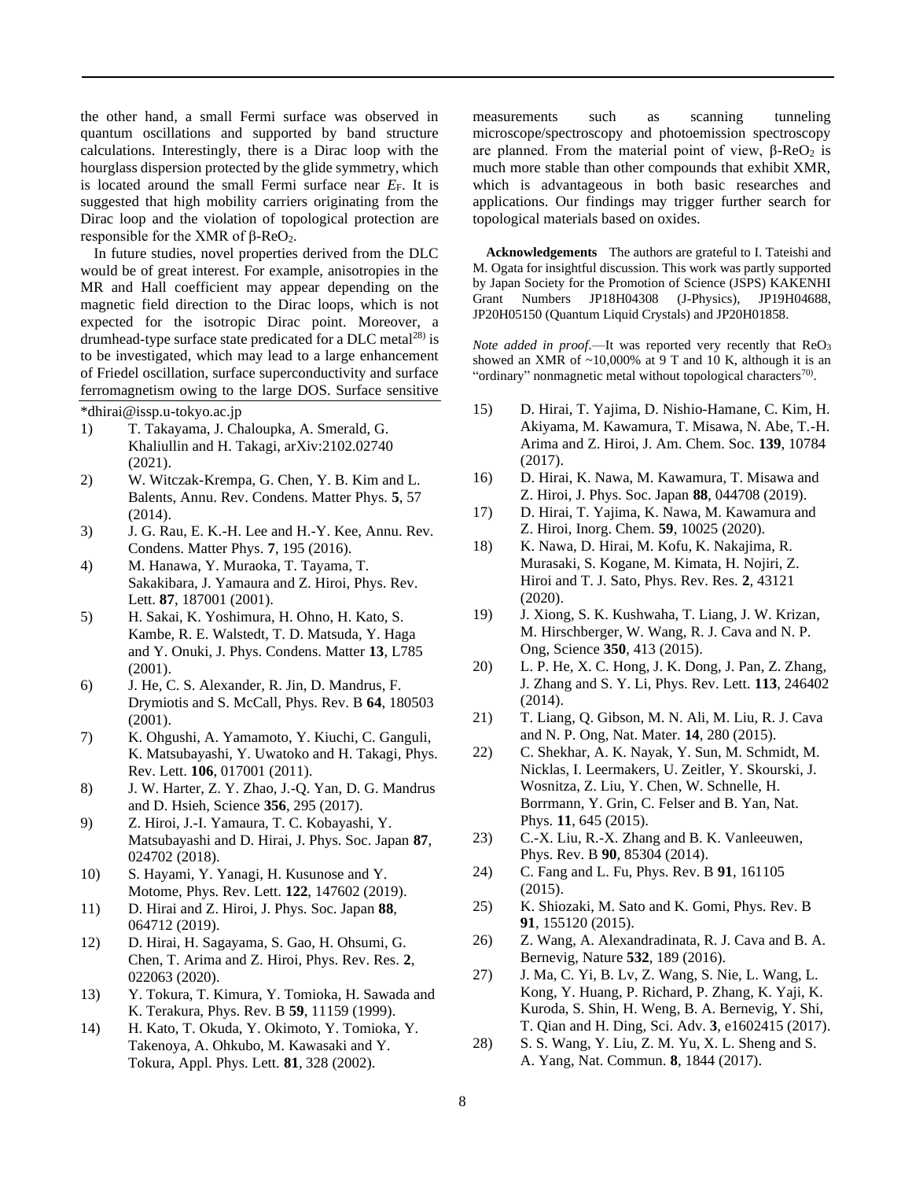the other hand, a small Fermi surface was observed in quantum oscillations and supported by band structure calculations. Interestingly, there is a Dirac loop with the hourglass dispersion protected by the glide symmetry, which is located around the small Fermi surface near $E_F$. It is suggested that high mobility carriers originating from the Dirac loop and the violation of topological protection are responsible for the XMR of β-$ReO_2$.

In future studies, novel properties derived from the DLC would be of great interest. For example, anisotropies in the MR and Hall coefficient may appear depending on the magnetic field direction to the Dirac loops, which is not expected for the isotropic Dirac point. Moreover, a drumhead-type surface state predicated for a DLC metal[28] is to be investigated, which may lead to a large enhancement of Friedel oscillation, surface superconductivity and surface ferromagnetism owing to the large DOS. Surface sensitive measurements such as scanning tunneling microscope/spectroscopy and photoemission spectroscopy are planned. From the material point of view, β-$ReO_2$ is much more stable than other compounds that exhibit XMR, which is advantageous in both basic researches and applications. Our findings may trigger further search for topological materials based on oxides.

**Acknowledgements** The authors are grateful to I. Tateishi and M. Ogata for insightful discussion. This work was partly supported by Japan Society for the Promotion of Science (JSPS) KAKENHI Grant Numbers JP18H04308 (J-Physics), JP19H04688, JP20H05150 (Quantum Liquid Crystals) and JP20H01858.

*Note added in proof*.—It was reported very recently that $ReO_3$ showed an XMR of ~10,000% at 9 T and 10 K, although it is an "ordinary" nonmagnetic metal without topological characters[70].

*dhirai@issp.u-tokyo.ac.jp

1) T. Takayama, J. Chaloupka, A. Smerald, G. Khaliullin and H. Takagi, arXiv:2102.02740 (2021).
2) W. Witczak-Krempa, G. Chen, Y. B. Kim and L. Balents, Annu. Rev. Condens. Matter Phys. **5**, 57 (2014).
3) J. G. Rau, E. K.-H. Lee and H.-Y. Kee, Annu. Rev. Condens. Matter Phys. **7**, 195 (2016).
4) M. Hanawa, Y. Muraoka, T. Tayama, T. Sakakibara, J. Yamaura and Z. Hiroi, Phys. Rev. Lett. **87**, 187001 (2001).
5) H. Sakai, K. Yoshimura, H. Ohno, H. Kato, S. Kambe, R. E. Walstedt, T. D. Matsuda, Y. Haga and Y. Onuki, J. Phys. Condens. Matter **13**, L785 (2001).
6) J. He, C. S. Alexander, R. Jin, D. Mandrus, F. Drymiotis and S. McCall, Phys. Rev. B **64**, 180503 (2001).
7) K. Ohgushi, A. Yamamoto, Y. Kiuchi, C. Ganguli, K. Matsubayashi, Y. Uwatoko and H. Takagi, Phys. Rev. Lett. **106**, 017001 (2011).
8) J. W. Harter, Z. Y. Zhao, J.-Q. Yan, D. G. Mandrus and D. Hsieh, Science **356**, 295 (2017).
9) Z. Hiroi, J.-I. Yamaura, T. C. Kobayashi, Y. Matsubayashi and D. Hirai, J. Phys. Soc. Japan **87**, 024702 (2018).
10) S. Hayami, Y. Yanagi, H. Kusunose and Y. Motome, Phys. Rev. Lett. **122**, 147602 (2019).
11) D. Hirai and Z. Hiroi, J. Phys. Soc. Japan **88**, 064712 (2019).
12) D. Hirai, H. Sagayama, S. Gao, H. Ohsumi, G. Chen, T. Arima and Z. Hiroi, Phys. Rev. Res. **2**, 022063 (2020).
13) Y. Tokura, T. Kimura, Y. Tomioka, H. Sawada and K. Terakura, Phys. Rev. B **59**, 11159 (1999).
14) H. Kato, T. Okuda, Y. Okimoto, Y. Tomioka, Y. Takenoya, A. Ohkubo, M. Kawasaki and Y. Tokura, Appl. Phys. Lett. **81**, 328 (2002).
15) D. Hirai, T. Yajima, D. Nishio-Hamane, C. Kim, H. Akiyama, M. Kawamura, T. Misawa, N. Abe, T.-H. Arima and Z. Hiroi, J. Am. Chem. Soc. **139**, 10784 (2017).
16) D. Hirai, K. Nawa, M. Kawamura, T. Misawa and Z. Hiroi, J. Phys. Soc. Japan **88**, 044708 (2019).
17) D. Hirai, T. Yajima, K. Nawa, M. Kawamura and Z. Hiroi, Inorg. Chem. **59**, 10025 (2020).
18) K. Nawa, D. Hirai, M. Kofu, K. Nakajima, R. Murasaki, S. Kogane, M. Kimata, H. Nojiri, Z. Hiroi and T. J. Sato, Phys. Rev. Res. **2**, 43121 (2020).
19) J. Xiong, S. K. Kushwaha, T. Liang, J. W. Krizan, M. Hirschberger, W. Wang, R. J. Cava and N. P. Ong, Science **350**, 413 (2015).
20) L. P. He, X. C. Hong, J. K. Dong, J. Pan, Z. Zhang, J. Zhang and S. Y. Li, Phys. Rev. Lett. **113**, 246402 (2014).
21) T. Liang, Q. Gibson, M. N. Ali, M. Liu, R. J. Cava and N. P. Ong, Nat. Mater. **14**, 280 (2015).
22) C. Shekhar, A. K. Nayak, Y. Sun, M. Schmidt, M. Nicklas, I. Leermakers, U. Zeitler, Y. Skourski, J. Wosnitza, Z. Liu, Y. Chen, W. Schnelle, H. Borrmann, Y. Grin, C. Felser and B. Yan, Nat. Phys. **11**, 645 (2015).
23) C.-X. Liu, R.-X. Zhang and B. K. Vanleeuwen, Phys. Rev. B **90**, 85304 (2014).
24) C. Fang and L. Fu, Phys. Rev. B **91**, 161105 (2015).
25) K. Shiozaki, M. Sato and K. Gomi, Phys. Rev. B **91**, 155120 (2015).
26) Z. Wang, A. Alexandradinata, R. J. Cava and B. A. Bernevig, Nature **532**, 189 (2016).
27) J. Ma, C. Yi, B. Lv, Z. Wang, S. Nie, L. Wang, L. Kong, Y. Huang, P. Richard, P. Zhang, K. Yaji, K. Kuroda, S. Shin, H. Weng, B. A. Bernevig, Y. Shi, T. Qian and H. Ding, Sci. Adv. **3**, e1602415 (2017).
28) S. S. Wang, Y. Liu, Z. M. Yu, X. L. Sheng and S. A. Yang, Nat. Commun. **8**, 1844 (2017).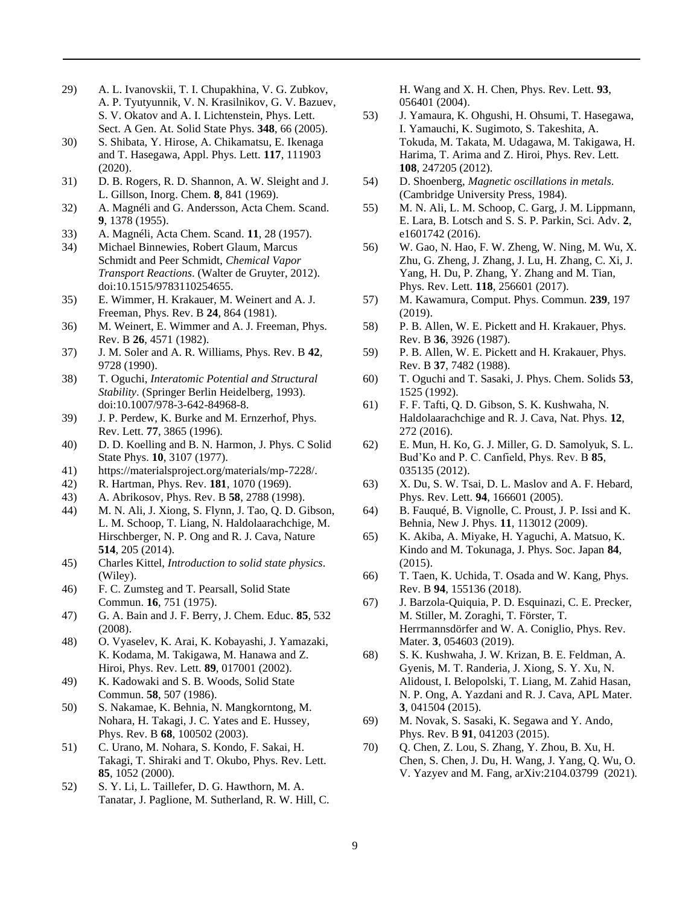29) A. L. Ivanovskii, T. I. Chupakhina, V. G. Zubkov, A. P. Tyutyunnik, V. N. Krasilnikov, G. V. Bazuev, S. V. Okatov and A. I. Lichtenstein, Phys. Lett. Sect. A Gen. At. Solid State Phys. **348**, 66 (2005).
30) S. Shibata, Y. Hirose, A. Chikamatsu, E. Ikenaga and T. Hasegawa, Appl. Phys. Lett. **117**, 111903 (2020).
31) D. B. Rogers, R. D. Shannon, A. W. Sleight and J. L. Gillson, Inorg. Chem. **8**, 841 (1969).
32) A. Magnéli and G. Andersson, Acta Chem. Scand. **9**, 1378 (1955).
33) A. Magnéli, Acta Chem. Scand. **11**, 28 (1957).
34) Michael Binnewies, Robert Glaum, Marcus Schmidt and Peer Schmidt, *Chemical Vapor Transport Reactions*. (Walter de Gruyter, 2012). doi:10.1515/9783110254655.
35) E. Wimmer, H. Krakauer, M. Weinert and A. J. Freeman, Phys. Rev. B **24**, 864 (1981).
36) M. Weinert, E. Wimmer and A. J. Freeman, Phys. Rev. B **26**, 4571 (1982).
37) J. M. Soler and A. R. Williams, Phys. Rev. B **42**, 9728 (1990).
38) T. Oguchi, *Interatomic Potential and Structural Stability*. (Springer Berlin Heidelberg, 1993). doi:10.1007/978-3-642-84968-8.
39) J. P. Perdew, K. Burke and M. Ernzerhof, Phys. Rev. Lett. **77**, 3865 (1996).
40) D. D. Koelling and B. N. Harmon, J. Phys. C Solid State Phys. **10**, 3107 (1977).
41) https://materialsproject.org/materials/mp-7228/.
42) R. Hartman, Phys. Rev. **181**, 1070 (1969).
43) A. Abrikosov, Phys. Rev. B **58**, 2788 (1998).
44) M. N. Ali, J. Xiong, S. Flynn, J. Tao, Q. D. Gibson, L. M. Schoop, T. Liang, N. Haldolaarachchige, M. Hirschberger, N. P. Ong and R. J. Cava, Nature **514**, 205 (2014).
45) Charles Kittel, *Introduction to solid state physics*. (Wiley).
46) F. C. Zumsteg and T. Pearsall, Solid State Commun. **16**, 751 (1975).
47) G. A. Bain and J. F. Berry, J. Chem. Educ. **85**, 532 (2008).
48) O. Vyaselev, K. Arai, K. Kobayashi, J. Yamazaki, K. Kodama, M. Takigawa, M. Hanawa and Z. Hiroi, Phys. Rev. Lett. **89**, 017001 (2002).
49) K. Kadowaki and S. B. Woods, Solid State Commun. **58**, 507 (1986).
50) S. Nakamae, K. Behnia, N. Mangkorntong, M. Nohara, H. Takagi, S. J. C. Yates and E. Hussey, Phys. Rev. B **68**, 100502 (2003).
51) C. Urano, M. Nohara, S. Kondo, F. Sakai, H. Takagi, T. Shiraki and T. Okubo, Phys. Rev. Lett. **85**, 1052 (2000).
52) S. Y. Li, L. Taillefer, D. G. Hawthorn, M. A. Tanatar, J. Paglione, M. Sutherland, R. W. Hill, C. H. Wang and X. H. Chen, Phys. Rev. Lett. **93**, 056401 (2004).
53) J. Yamaura, K. Ohgushi, H. Ohsumi, T. Hasegawa, I. Yamauchi, K. Sugimoto, S. Takeshita, A. Tokuda, M. Takata, M. Udagawa, M. Takigawa, H. Harima, T. Arima and Z. Hiroi, Phys. Rev. Lett. **108**, 247205 (2012).
54) D. Shoenberg, *Magnetic oscillations in metals*. (Cambridge University Press, 1984).
55) M. N. Ali, L. M. Schoop, C. Garg, J. M. Lippmann, E. Lara, B. Lotsch and S. S. P. Parkin, Sci. Adv. **2**, e1601742 (2016).
56) W. Gao, N. Hao, F. W. Zheng, W. Ning, M. Wu, X. Zhu, G. Zheng, J. Zhang, J. Lu, H. Zhang, C. Xi, J. Yang, H. Du, P. Zhang, Y. Zhang and M. Tian, Phys. Rev. Lett. **118**, 256601 (2017).
57) M. Kawamura, Comput. Phys. Commun. **239**, 197 (2019).
58) P. B. Allen, W. E. Pickett and H. Krakauer, Phys. Rev. B **36**, 3926 (1987).
59) P. B. Allen, W. E. Pickett and H. Krakauer, Phys. Rev. B **37**, 7482 (1988).
60) T. Oguchi and T. Sasaki, J. Phys. Chem. Solids **53**, 1525 (1992).
61) F. F. Tafti, Q. D. Gibson, S. K. Kushwaha, N. Haldolaarachchige and R. J. Cava, Nat. Phys. **12**, 272 (2016).
62) E. Mun, H. Ko, G. J. Miller, G. D. Samolyuk, S. L. Bud'Ko and P. C. Canfield, Phys. Rev. B **85**, 035135 (2012).
63) X. Du, S. W. Tsai, D. L. Maslov and A. F. Hebard, Phys. Rev. Lett. **94**, 166601 (2005).
64) B. Fauqué, B. Vignolle, C. Proust, J. P. Issi and K. Behnia, New J. Phys. **11**, 113012 (2009).
65) K. Akiba, A. Miyake, H. Yaguchi, A. Matsuo, K. Kindo and M. Tokunaga, J. Phys. Soc. Japan **84**, (2015).
66) T. Taen, K. Uchida, T. Osada and W. Kang, Phys. Rev. B **94**, 155136 (2018).
67) J. Barzola-Quiquia, P. D. Esquinazi, C. E. Precker, M. Stiller, M. Zoraghi, T. Förster, T. Herrmannsdörfer and W. A. Coniglio, Phys. Rev. Mater. **3**, 054603 (2019).
68) S. K. Kushwaha, J. W. Krizan, B. E. Feldman, A. Gyenis, M. T. Randeria, J. Xiong, S. Y. Xu, N. Alidoust, I. Belopolski, T. Liang, M. Zahid Hasan, N. P. Ong, A. Yazdani and R. J. Cava, APL Mater. **3**, 041504 (2015).
69) M. Novak, S. Sasaki, K. Segawa and Y. Ando, Phys. Rev. B **91**, 041203 (2015).
70) Q. Chen, Z. Lou, S. Zhang, Y. Zhou, B. Xu, H. Chen, S. Chen, J. Du, H. Wang, J. Yang, Q. Wu, O. V. Yazyev and M. Fang, arXiv:2104.03799 (2021).